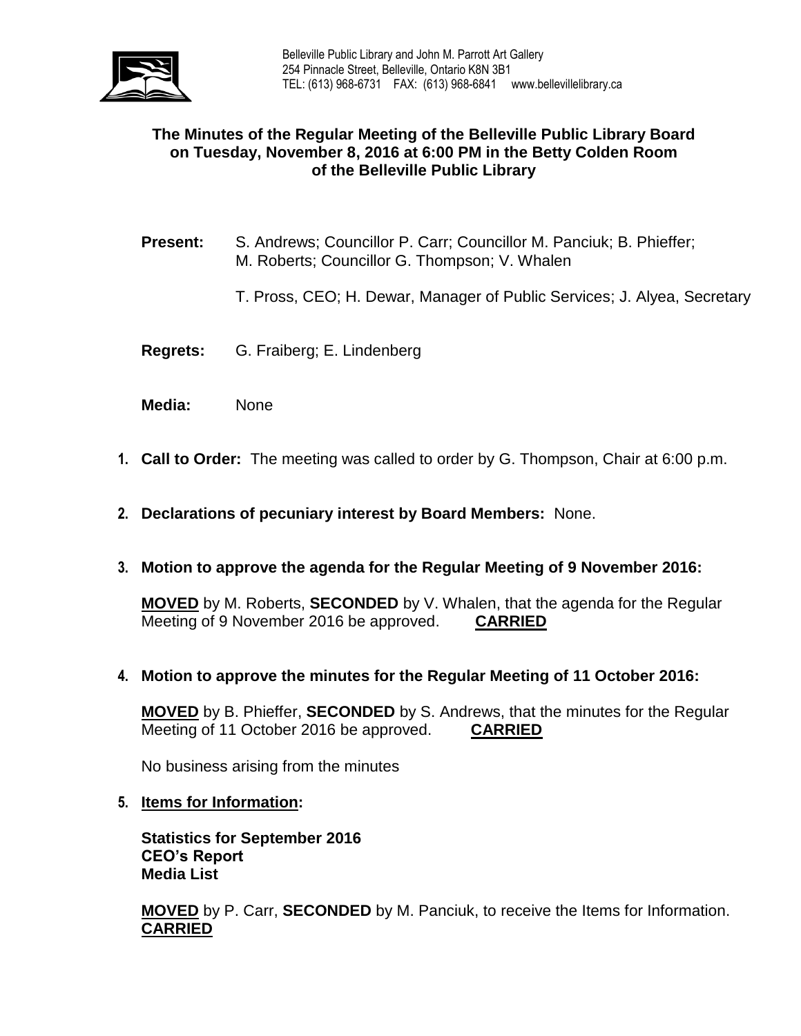Belleville Public Library and John M. Parrott Art Gallery
254 Pinnacle Street, Belleville, Ontario K8N 3B1
TEL: (613) 968-6731 FAX: (613) 968-6841 www.bellevillelibrary.ca

# The Minutes of the Regular Meeting of the Belleville Public Library Board on Tuesday, November 8, 2016 at 6:00 PM in the Betty Colden Room of the Belleville Public Library

**Present:** S. Andrews; Councillor P. Carr; Councillor M. Panciuk; B. Phieffer; M. Roberts; Councillor G. Thompson; V. Whalen

T. Pross, CEO; H. Dewar, Manager of Public Services; J. Alyea, Secretary

**Regrets:** G. Fraiberg; E. Lindenberg

**Media:** None

1. **Call to Order:** The meeting was called to order by G. Thompson, Chair at 6:00 p.m.

2. **Declarations of pecuniary interest by Board Members:** None.

3. **Motion to approve the agenda for the Regular Meeting of 9 November 2016:**

   **MOVED** by M. Roberts, **SECONDED** by V. Whalen, that the agenda for the Regular Meeting of 9 November 2016 be approved. **CARRIED**

4. **Motion to approve the minutes for the Regular Meeting of 11 October 2016:**

   **MOVED** by B. Phieffer, **SECONDED** by S. Andrews, that the minutes for the Regular Meeting of 11 October 2016 be approved. **CARRIED**

   No business arising from the minutes

5. **Items for Information:**

   **Statistics for September 2016**
   **CEO's Report**
   **Media List**

   **MOVED** by P. Carr, **SECONDED** by M. Panciuk, to receive the Items for Information. **CARRIED**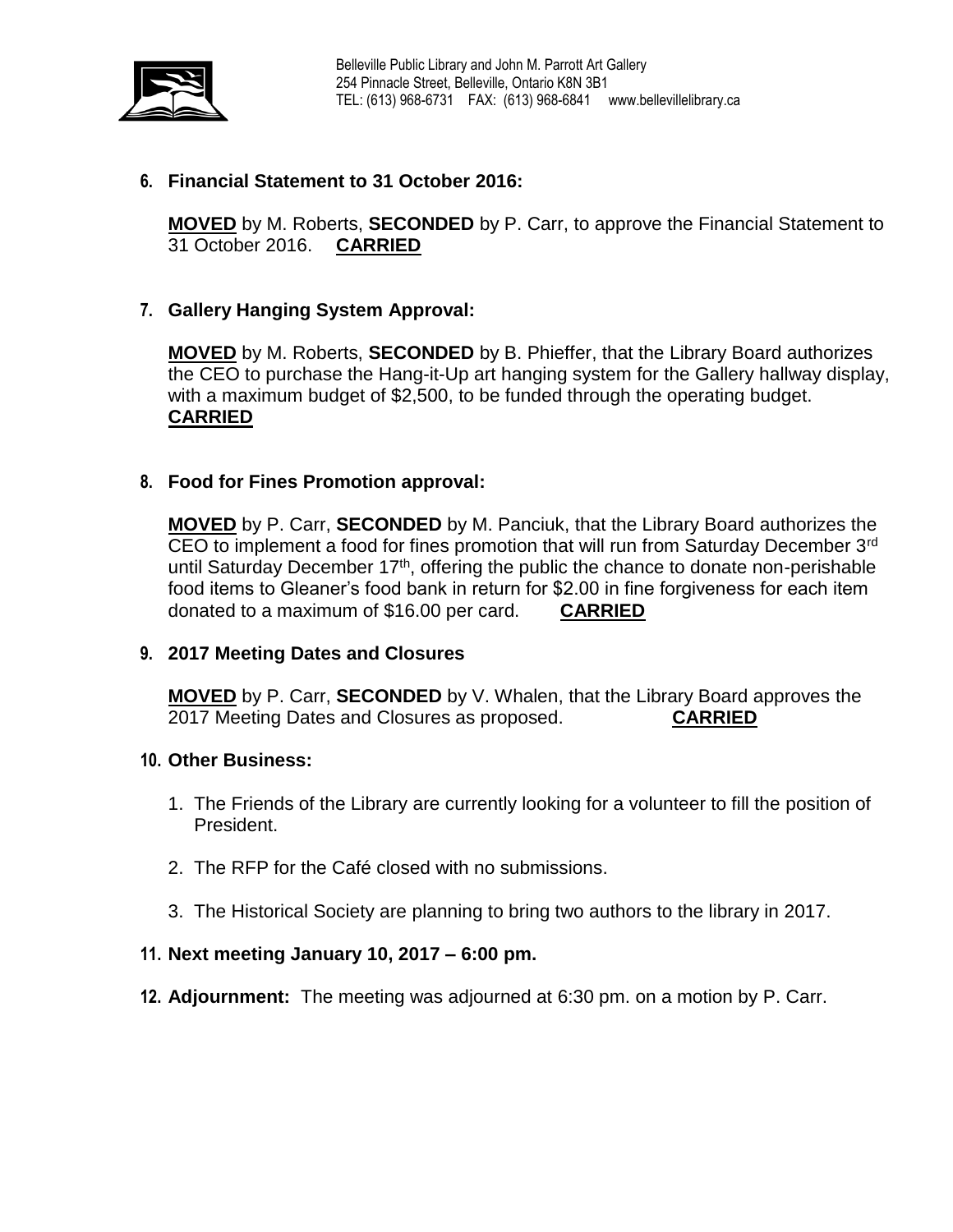Belleville Public Library and John M. Parrott Art Gallery
254 Pinnacle Street, Belleville, Ontario K8N 3B1
TEL: (613) 968-6731 FAX: (613) 968-6841 www.bellevillelibrary.ca

**6. Financial Statement to 31 October 2016:**

**MOVED** by M. Roberts, **SECONDED** by P. Carr, to approve the Financial Statement to 31 October 2016. **CARRIED**

**7. Gallery Hanging System Approval:**

**MOVED** by M. Roberts, **SECONDED** by B. Phieffer, that the Library Board authorizes the CEO to purchase the Hang-it-Up art hanging system for the Gallery hallway display, with a maximum budget of $2,500, to be funded through the operating budget. **CARRIED**

**8. Food for Fines Promotion approval:**

**MOVED** by P. Carr, **SECONDED** by M. Panciuk, that the Library Board authorizes the CEO to implement a food for fines promotion that will run from Saturday December 3rd until Saturday December 17th, offering the public the chance to donate non-perishable food items to Gleaner's food bank in return for $2.00 in fine forgiveness for each item donated to a maximum of $16.00 per card. **CARRIED**

**9. 2017 Meeting Dates and Closures**

**MOVED** by P. Carr, **SECONDED** by V. Whalen, that the Library Board approves the 2017 Meeting Dates and Closures as proposed. **CARRIED**

**10. Other Business:**

1. The Friends of the Library are currently looking for a volunteer to fill the position of President.
2. The RFP for the Café closed with no submissions.
3. The Historical Society are planning to bring two authors to the library in 2017.

**11. Next meeting January 10, 2017 – 6:00 pm.**

**12. Adjournment:** The meeting was adjourned at 6:30 pm. on a motion by P. Carr.